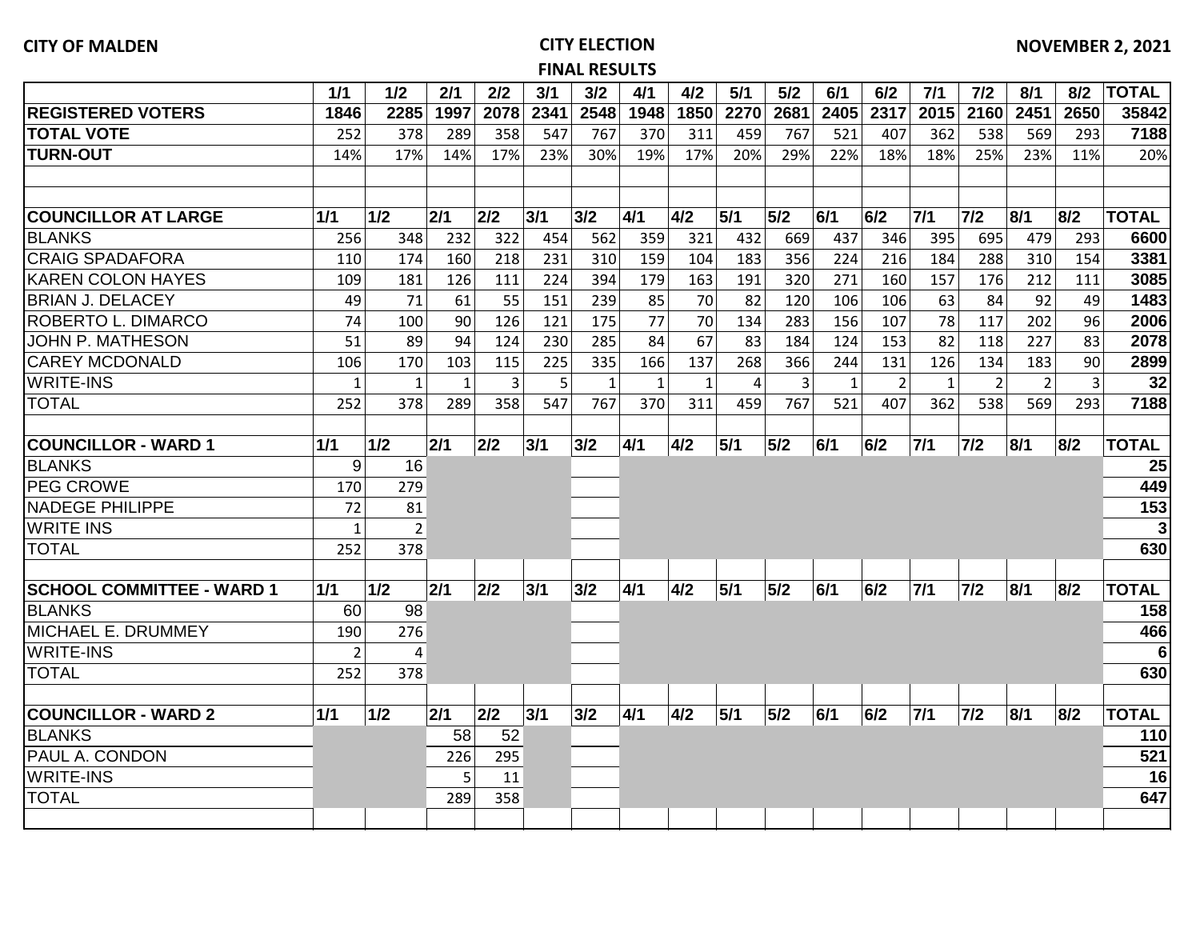**CITY OF MALDEN** — **CITY ELECTION** — **NOVEMBER 2, 2021**

**FINAL RESULTS**

| | 1/1 | 1/2 | 2/1 | 2/2 | 3/1 | 3/2 | 4/1 | 4/2 | 5/1 | 5/2 | 6/1 | 6/2 | 7/1 | 7/2 | 8/1 | 8/2 | TOTAL |
|---|---|---|---|---|---|---|---|---|---|---|---|---|---|---|---|---|---|
| **REGISTERED VOTERS** | 1846 | 2285 | 1997 | 2078 | 2341 | 2548 | 1948 | 1850 | 2270 | 2681 | 2405 | 2317 | 2015 | 2160 | 2451 | 2650 | 35842 |
| **TOTAL VOTE** | 252 | 378 | 289 | 358 | 547 | 767 | 370 | 311 | 459 | 767 | 521 | 407 | 362 | 538 | 569 | 293 | 7188 |
| **TURN-OUT** | 14% | 17% | 14% | 17% | 23% | 30% | 19% | 17% | 20% | 29% | 22% | 18% | 18% | 25% | 23% | 11% | 20% |
| | | | | | | | | | | | | | | | | | |
| | | | | | | | | | | | | | | | | | |
| **COUNCILLOR AT LARGE** | 1/1 | 1/2 | 2/1 | 2/2 | 3/1 | 3/2 | 4/1 | 4/2 | 5/1 | 5/2 | 6/1 | 6/2 | 7/1 | 7/2 | 8/1 | 8/2 | TOTAL |
| BLANKS | 256 | 348 | 232 | 322 | 454 | 562 | 359 | 321 | 432 | 669 | 437 | 346 | 395 | 695 | 479 | 293 | 6600 |
| CRAIG SPADAFORA | 110 | 174 | 160 | 218 | 231 | 310 | 159 | 104 | 183 | 356 | 224 | 216 | 184 | 288 | 310 | 154 | 3381 |
| KAREN COLON HAYES | 109 | 181 | 126 | 111 | 224 | 394 | 179 | 163 | 191 | 320 | 271 | 160 | 157 | 176 | 212 | 111 | 3085 |
| BRIAN J. DELACEY | 49 | 71 | 61 | 55 | 151 | 239 | 85 | 70 | 82 | 120 | 106 | 106 | 63 | 84 | 92 | 49 | 1483 |
| ROBERTO L. DIMARCO | 74 | 100 | 90 | 126 | 121 | 175 | 77 | 70 | 134 | 283 | 156 | 107 | 78 | 117 | 202 | 96 | 2006 |
| JOHN P. MATHESON | 51 | 89 | 94 | 124 | 230 | 285 | 84 | 67 | 83 | 184 | 124 | 153 | 82 | 118 | 227 | 83 | 2078 |
| CAREY MCDONALD | 106 | 170 | 103 | 115 | 225 | 335 | 166 | 137 | 268 | 366 | 244 | 131 | 126 | 134 | 183 | 90 | 2899 |
| WRITE-INS | 1 | 1 | 1 | 3 | 5 | 1 | 1 | 1 | 4 | 3 | 1 | 2 | 1 | 2 | 2 | 3 | 32 |
| TOTAL | 252 | 378 | 289 | 358 | 547 | 767 | 370 | 311 | 459 | 767 | 521 | 407 | 362 | 538 | 569 | 293 | 7188 |
| | | | | | | | | | | | | | | | | | |
| **COUNCILLOR - WARD 1** | 1/1 | 1/2 | 2/1 | 2/2 | 3/1 | 3/2 | 4/1 | 4/2 | 5/1 | 5/2 | 6/1 | 6/2 | 7/1 | 7/2 | 8/1 | 8/2 | TOTAL |
| BLANKS | 9 | 16 | | | | | | | | | | | | | | | 25 |
| PEG CROWE | 170 | 279 | | | | | | | | | | | | | | | 449 |
| NADEGE PHILIPPE | 72 | 81 | | | | | | | | | | | | | | | 153 |
| WRITE INS | 1 | 2 | | | | | | | | | | | | | | | 3 |
| TOTAL | 252 | 378 | | | | | | | | | | | | | | | 630 |
| | | | | | | | | | | | | | | | | | |
| **SCHOOL COMMITTEE - WARD 1** | 1/1 | 1/2 | 2/1 | 2/2 | 3/1 | 3/2 | 4/1 | 4/2 | 5/1 | 5/2 | 6/1 | 6/2 | 7/1 | 7/2 | 8/1 | 8/2 | TOTAL |
| BLANKS | 60 | 98 | | | | | | | | | | | | | | | 158 |
| MICHAEL E. DRUMMEY | 190 | 276 | | | | | | | | | | | | | | | 466 |
| WRITE-INS | 2 | 4 | | | | | | | | | | | | | | | 6 |
| TOTAL | 252 | 378 | | | | | | | | | | | | | | | 630 |
| | | | | | | | | | | | | | | | | | |
| **COUNCILLOR - WARD 2** | 1/1 | 1/2 | 2/1 | 2/2 | 3/1 | 3/2 | 4/1 | 4/2 | 5/1 | 5/2 | 6/1 | 6/2 | 7/1 | 7/2 | 8/1 | 8/2 | TOTAL |
| BLANKS | | | 58 | 52 | | | | | | | | | | | | | 110 |
| PAUL A. CONDON | | | 226 | 295 | | | | | | | | | | | | | 521 |
| WRITE-INS | | | 5 | 11 | | | | | | | | | | | | | 16 |
| TOTAL | | | 289 | 358 | | | | | | | | | | | | | 647 |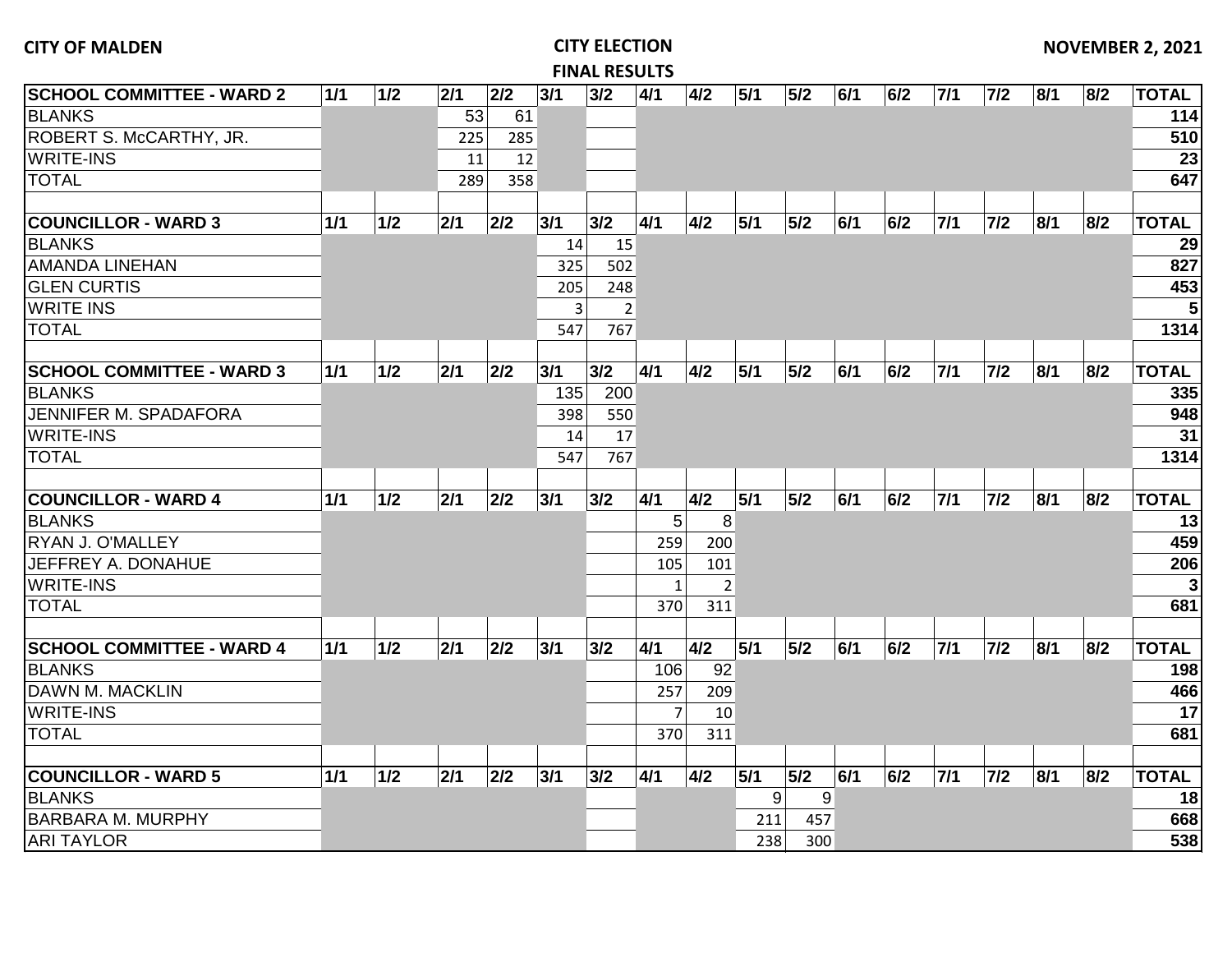CITY OF MALDEN

CITY ELECTION

FINAL RESULTS

NOVEMBER 2, 2021

| SCHOOL COMMITTEE - WARD 2 | 1/1 | 1/2 | 2/1 | 2/2 | 3/1 | 3/2 | 4/1 | 4/2 | 5/1 | 5/2 | 6/1 | 6/2 | 7/1 | 7/2 | 8/1 | 8/2 | TOTAL |
|---|---|---|---|---|---|---|---|---|---|---|---|---|---|---|---|---|---|
| BLANKS | | | 53 | 61 | | | | | | | | | | | | | 114 |
| ROBERT S. McCARTHY, JR. | | | 225 | 285 | | | | | | | | | | | | | 510 |
| WRITE-INS | | | 11 | 12 | | | | | | | | | | | | | 23 |
| TOTAL | | | 289 | 358 | | | | | | | | | | | | | 647 |

| COUNCILLOR - WARD 3 | 1/1 | 1/2 | 2/1 | 2/2 | 3/1 | 3/2 | 4/1 | 4/2 | 5/1 | 5/2 | 6/1 | 6/2 | 7/1 | 7/2 | 8/1 | 8/2 | TOTAL |
|---|---|---|---|---|---|---|---|---|---|---|---|---|---|---|---|---|---|
| BLANKS | | | | | 14 | 15 | | | | | | | | | | | 29 |
| AMANDA LINEHAN | | | | | 325 | 502 | | | | | | | | | | | 827 |
| GLEN CURTIS | | | | | 205 | 248 | | | | | | | | | | | 453 |
| WRITE INS | | | | | 3 | 2 | | | | | | | | | | | 5 |
| TOTAL | | | | | 547 | 767 | | | | | | | | | | | 1314 |

| SCHOOL COMMITTEE - WARD 3 | 1/1 | 1/2 | 2/1 | 2/2 | 3/1 | 3/2 | 4/1 | 4/2 | 5/1 | 5/2 | 6/1 | 6/2 | 7/1 | 7/2 | 8/1 | 8/2 | TOTAL |
|---|---|---|---|---|---|---|---|---|---|---|---|---|---|---|---|---|---|
| BLANKS | | | | | 135 | 200 | | | | | | | | | | | 335 |
| JENNIFER M. SPADAFORA | | | | | 398 | 550 | | | | | | | | | | | 948 |
| WRITE-INS | | | | | 14 | 17 | | | | | | | | | | | 31 |
| TOTAL | | | | | 547 | 767 | | | | | | | | | | | 1314 |

| COUNCILLOR - WARD 4 | 1/1 | 1/2 | 2/1 | 2/2 | 3/1 | 3/2 | 4/1 | 4/2 | 5/1 | 5/2 | 6/1 | 6/2 | 7/1 | 7/2 | 8/1 | 8/2 | TOTAL |
|---|---|---|---|---|---|---|---|---|---|---|---|---|---|---|---|---|---|
| BLANKS | | | | | | | 5 | 8 | | | | | | | | | 13 |
| RYAN J. O'MALLEY | | | | | | | 259 | 200 | | | | | | | | | 459 |
| JEFFREY A. DONAHUE | | | | | | | 105 | 101 | | | | | | | | | 206 |
| WRITE-INS | | | | | | | 1 | 2 | | | | | | | | | 3 |
| TOTAL | | | | | | | 370 | 311 | | | | | | | | | 681 |

| SCHOOL COMMITTEE - WARD 4 | 1/1 | 1/2 | 2/1 | 2/2 | 3/1 | 3/2 | 4/1 | 4/2 | 5/1 | 5/2 | 6/1 | 6/2 | 7/1 | 7/2 | 8/1 | 8/2 | TOTAL |
|---|---|---|---|---|---|---|---|---|---|---|---|---|---|---|---|---|---|
| BLANKS | | | | | | | 106 | 92 | | | | | | | | | 198 |
| DAWN M. MACKLIN | | | | | | | 257 | 209 | | | | | | | | | 466 |
| WRITE-INS | | | | | | | 7 | 10 | | | | | | | | | 17 |
| TOTAL | | | | | | | 370 | 311 | | | | | | | | | 681 |

| COUNCILLOR - WARD 5 | 1/1 | 1/2 | 2/1 | 2/2 | 3/1 | 3/2 | 4/1 | 4/2 | 5/1 | 5/2 | 6/1 | 6/2 | 7/1 | 7/2 | 8/1 | 8/2 | TOTAL |
|---|---|---|---|---|---|---|---|---|---|---|---|---|---|---|---|---|---|
| BLANKS | | | | | | | | | 9 | 9 | | | | | | | 18 |
| BARBARA M. MURPHY | | | | | | | | | 211 | 457 | | | | | | | 668 |
| ARI TAYLOR | | | | | | | | | 238 | 300 | | | | | | | 538 |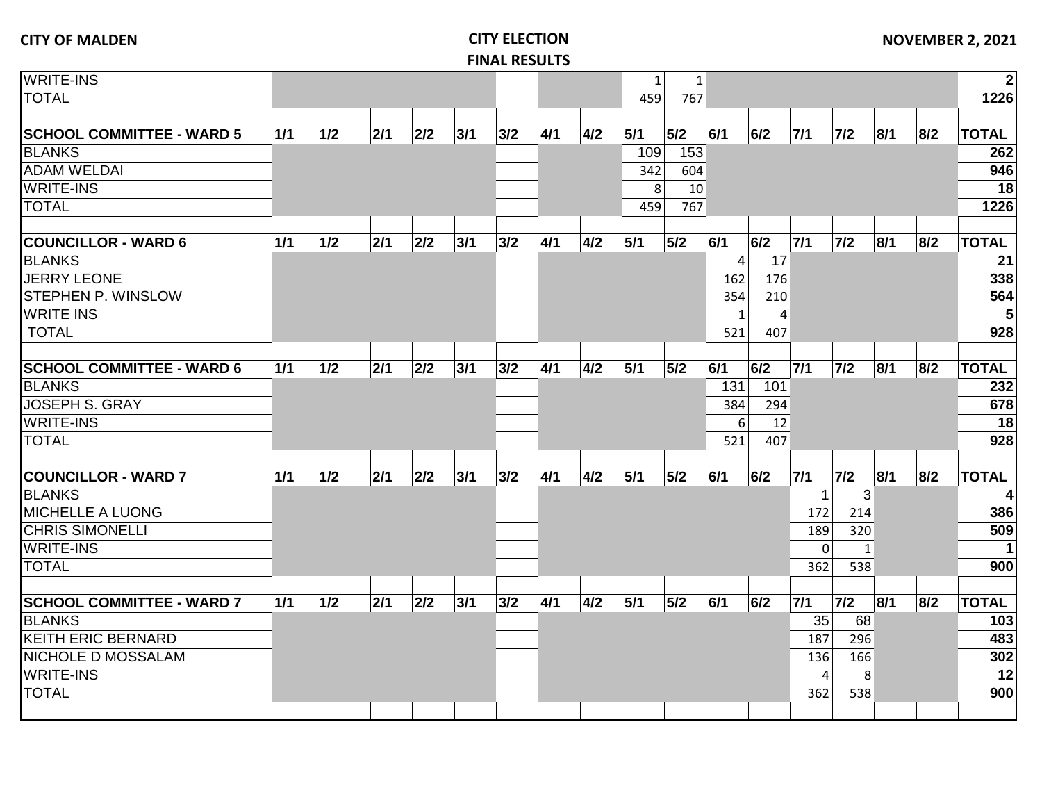CITY OF MALDEN

CITY ELECTION

FINAL RESULTS

NOVEMBER 2, 2021

| | 1/1 | 1/2 | 2/1 | 2/2 | 3/1 | 3/2 | 4/1 | 4/2 | 5/1 | 5/2 | 6/1 | 6/2 | 7/1 | 7/2 | 8/1 | 8/2 | TOTAL |
|---|---|---|---|---|---|---|---|---|---|---|---|---|---|---|---|---|---|
| WRITE-INS | | | | | | | | | 1 | 1 | | | | | | | 2 |
| TOTAL | | | | | | | | | 459 | 767 | | | | | | | 1226 |
| | | | | | | | | | | | | | | | | | |
| **SCHOOL COMMITTEE - WARD 5** | **1/1** | **1/2** | **2/1** | **2/2** | **3/1** | **3/2** | **4/1** | **4/2** | **5/1** | **5/2** | **6/1** | **6/2** | **7/1** | **7/2** | **8/1** | **8/2** | **TOTAL** |
| BLANKS | | | | | | | | | 109 | 153 | | | | | | | 262 |
| ADAM WELDAI | | | | | | | | | 342 | 604 | | | | | | | 946 |
| WRITE-INS | | | | | | | | | 8 | 10 | | | | | | | 18 |
| TOTAL | | | | | | | | | 459 | 767 | | | | | | | 1226 |
| | | | | | | | | | | | | | | | | | |
| **COUNCILLOR - WARD 6** | **1/1** | **1/2** | **2/1** | **2/2** | **3/1** | **3/2** | **4/1** | **4/2** | **5/1** | **5/2** | **6/1** | **6/2** | **7/1** | **7/2** | **8/1** | **8/2** | **TOTAL** |
| BLANKS | | | | | | | | | | | 4 | 17 | | | | | 21 |
| JERRY LEONE | | | | | | | | | | | 162 | 176 | | | | | 338 |
| STEPHEN P. WINSLOW | | | | | | | | | | | 354 | 210 | | | | | 564 |
| WRITE INS | | | | | | | | | | | 1 | 4 | | | | | 5 |
| TOTAL | | | | | | | | | | | 521 | 407 | | | | | 928 |
| | | | | | | | | | | | | | | | | | |
| **SCHOOL COMMITTEE - WARD 6** | **1/1** | **1/2** | **2/1** | **2/2** | **3/1** | **3/2** | **4/1** | **4/2** | **5/1** | **5/2** | **6/1** | **6/2** | **7/1** | **7/2** | **8/1** | **8/2** | **TOTAL** |
| BLANKS | | | | | | | | | | | 131 | 101 | | | | | 232 |
| JOSEPH S. GRAY | | | | | | | | | | | 384 | 294 | | | | | 678 |
| WRITE-INS | | | | | | | | | | | 6 | 12 | | | | | 18 |
| TOTAL | | | | | | | | | | | 521 | 407 | | | | | 928 |
| | | | | | | | | | | | | | | | | | |
| **COUNCILLOR - WARD 7** | **1/1** | **1/2** | **2/1** | **2/2** | **3/1** | **3/2** | **4/1** | **4/2** | **5/1** | **5/2** | **6/1** | **6/2** | **7/1** | **7/2** | **8/1** | **8/2** | **TOTAL** |
| BLANKS | | | | | | | | | | | | | 1 | 3 | | | 4 |
| MICHELLE A LUONG | | | | | | | | | | | | | 172 | 214 | | | 386 |
| CHRIS SIMONELLI | | | | | | | | | | | | | 189 | 320 | | | 509 |
| WRITE-INS | | | | | | | | | | | | | 0 | 1 | | | 1 |
| TOTAL | | | | | | | | | | | | | 362 | 538 | | | 900 |
| | | | | | | | | | | | | | | | | | |
| **SCHOOL COMMITTEE - WARD 7** | **1/1** | **1/2** | **2/1** | **2/2** | **3/1** | **3/2** | **4/1** | **4/2** | **5/1** | **5/2** | **6/1** | **6/2** | **7/1** | **7/2** | **8/1** | **8/2** | **TOTAL** |
| BLANKS | | | | | | | | | | | | | 35 | 68 | | | 103 |
| KEITH ERIC BERNARD | | | | | | | | | | | | | 187 | 296 | | | 483 |
| NICHOLE D MOSSALAM | | | | | | | | | | | | | 136 | 166 | | | 302 |
| WRITE-INS | | | | | | | | | | | | | 4 | 8 | | | 12 |
| TOTAL | | | | | | | | | | | | | 362 | 538 | | | 900 |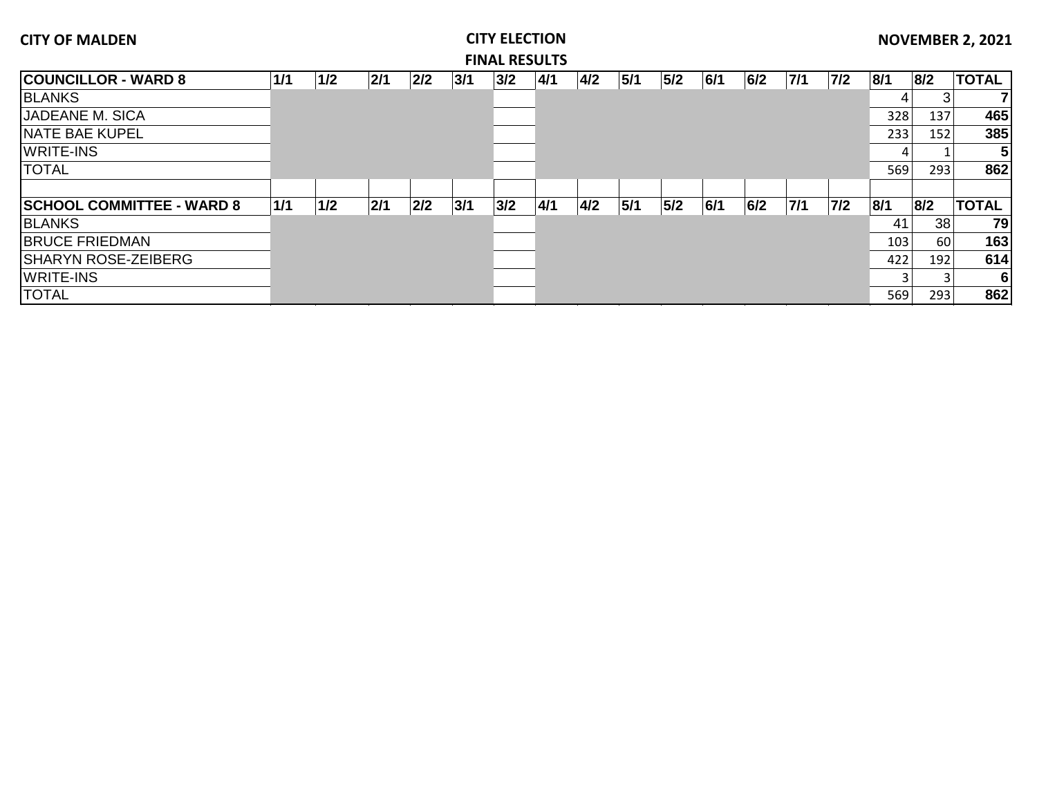CITY OF MALDEN

CITY ELECTION

FINAL RESULTS

NOVEMBER 2, 2021

| COUNCILLOR - WARD 8 | 1/1 | 1/2 | 2/1 | 2/2 | 3/1 | 3/2 | 4/1 | 4/2 | 5/1 | 5/2 | 6/1 | 6/2 | 7/1 | 7/2 | 8/1 | 8/2 | TOTAL |
|---|---|---|---|---|---|---|---|---|---|---|---|---|---|---|---|---|---|
| BLANKS | | | | | | | | | | | | | | | 4 | 3 | **7** |
| JADEANE M. SICA | | | | | | | | | | | | | | | 328 | 137 | **465** |
| NATE BAE KUPEL | | | | | | | | | | | | | | | 233 | 152 | **385** |
| WRITE-INS | | | | | | | | | | | | | | | 4 | 1 | **5** |
| TOTAL | | | | | | | | | | | | | | | 569 | 293 | **862** |

| SCHOOL COMMITTEE - WARD 8 | 1/1 | 1/2 | 2/1 | 2/2 | 3/1 | 3/2 | 4/1 | 4/2 | 5/1 | 5/2 | 6/1 | 6/2 | 7/1 | 7/2 | 8/1 | 8/2 | TOTAL |
|---|---|---|---|---|---|---|---|---|---|---|---|---|---|---|---|---|---|
| BLANKS | | | | | | | | | | | | | | | 41 | 38 | **79** |
| BRUCE FRIEDMAN | | | | | | | | | | | | | | | 103 | 60 | **163** |
| SHARYN ROSE-ZEIBERG | | | | | | | | | | | | | | | 422 | 192 | **614** |
| WRITE-INS | | | | | | | | | | | | | | | 3 | 3 | **6** |
| TOTAL | | | | | | | | | | | | | | | 569 | 293 | **862** |